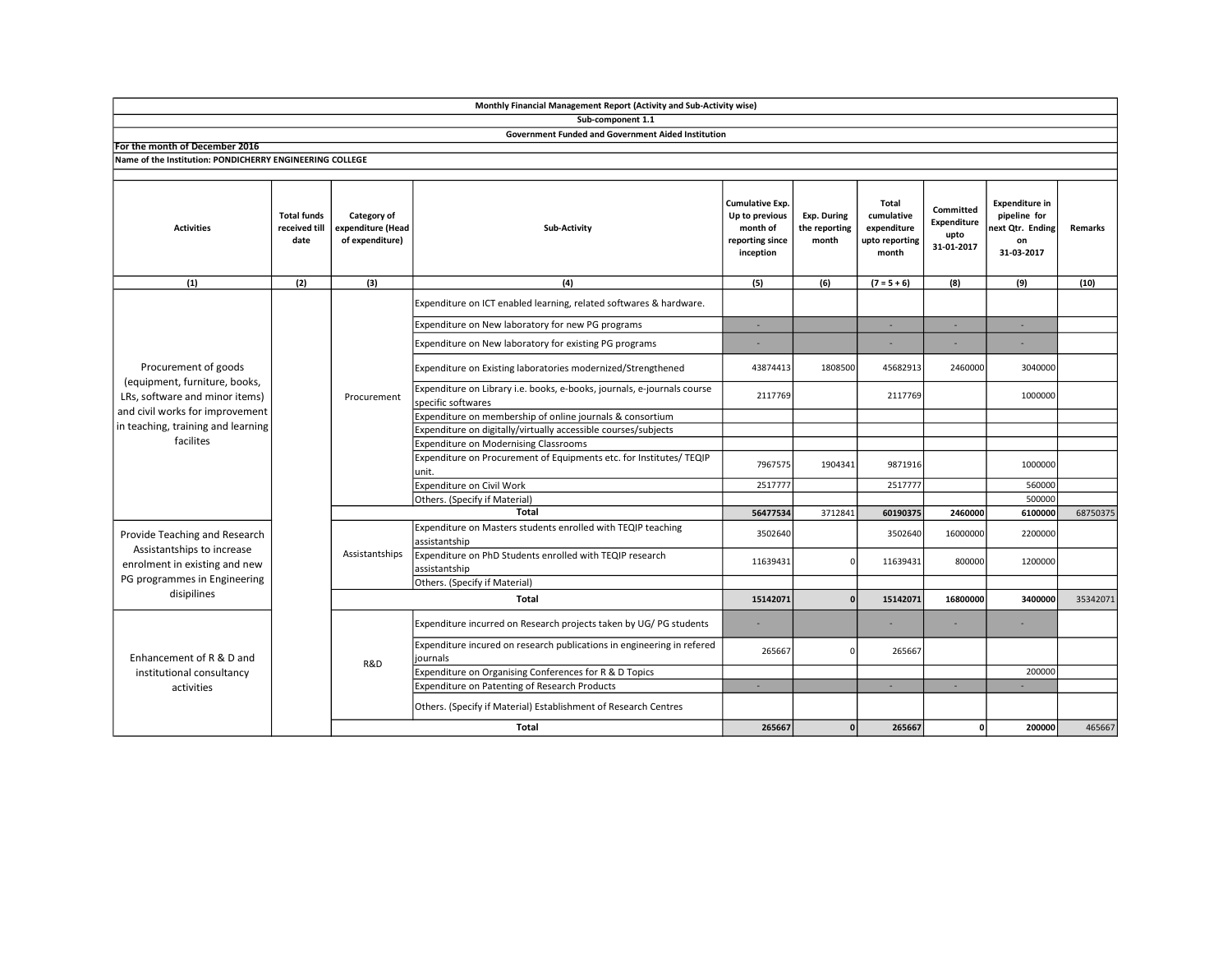**Monthly Financial Management Report (Activity and Sub-Activity wise)**

**Sub-component 1.1**

**Government Funded and Government Aided Institution**

**For the month of December 2016**

**Name of the Institution: PONDICHERRY ENGINEERING COLLEGE**

| Activities | Total funds received till date | Category of expenditure (Head of expenditure) | Sub-Activity | Cumulative Exp. Up to previous month of reporting since inception | Exp. During the reporting month | Total cumulative expenditure upto reporting month | Committed Expenditure upto 31-01-2017 | Expenditure in pipeline for next Qtr. Ending on 31-03-2017 | Remarks |
|---|---|---|---|---|---|---|---|---|---|
| (1) | (2) | (3) | (4) | (5) | (6) | (7 = 5 + 6) | (8) | (9) | (10) |
| Procurement of goods (equipment, furniture, books, LRs, software and minor items) and civil works for improvement in teaching, training and learning facilites | | Procurement | Expenditure on ICT enabled learning, related softwares & hardware. | | | | | | |
| | | | Expenditure on New laboratory for new PG programs | - | | - | - | - | |
| | | | Expenditure on New laboratory for existing PG programs | - | | - | - | - | |
| | | | Expenditure on Existing laboratories modernized/Strengthened | 43874413 | 1808500 | 45682913 | 2460000 | 3040000 | |
| | | | Expenditure on Library i.e. books, e-books, journals, e-journals course specific softwares | 2117769 | | 2117769 | | 1000000 | |
| | | | Expenditure on membership of online journals & consortium | | | | | | |
| | | | Expenditure on digitally/virtually accessible courses/subjects | | | | | | |
| | | | Expenditure on Modernising Classrooms | | | | | | |
| | | | Expenditure on Procurement of Equipments etc. for Institutes/ TEQIP unit. | 7967575 | 1904341 | 9871916 | | 1000000 | |
| | | | Expenditure on Civil Work | 2517777 | | 2517777 | | 560000 | |
| | | | Others. (Specify if Material) | | | | | 500000 | |
| | | | **Total** | **56477534** | 3712841 | **60190375** | **2460000** | **6100000** | 68750375 |
| Provide Teaching and Research Assistantships to increase enrolment in existing and new PG programmes in Engineering disipilines | | Assistantships | Expenditure on Masters students enrolled with TEQIP teaching assistantship | 3502640 | | 3502640 | 16000000 | 2200000 | |
| | | | Expenditure on PhD Students enrolled with TEQIP research assistantship | 11639431 | 0 | 11639431 | 800000 | 1200000 | |
| | | | Others. (Specify if Material) | | | | | | |
| | | | **Total** | **15142071** | **0** | **15142071** | **16800000** | **3400000** | 35342071 |
| Enhancement of R & D and institutional consultancy activities | | R&D | Expenditure incurred on Research projects taken by UG/ PG students | - | | - | - | - | |
| | | | Expenditure incured on research publications in engineering in refered journals | 265667 | 0 | 265667 | | | |
| | | | Expenditure on Organising Conferences for R & D Topics | | | | | 200000 | |
| | | | Expenditure on Patenting of Research Products | - | | - | - | - | |
| | | | Others. (Specify if Material) Establishment of Research Centres | | | | | | |
| | | | **Total** | **265667** | **0** | **265667** | **0** | **200000** | 465667 |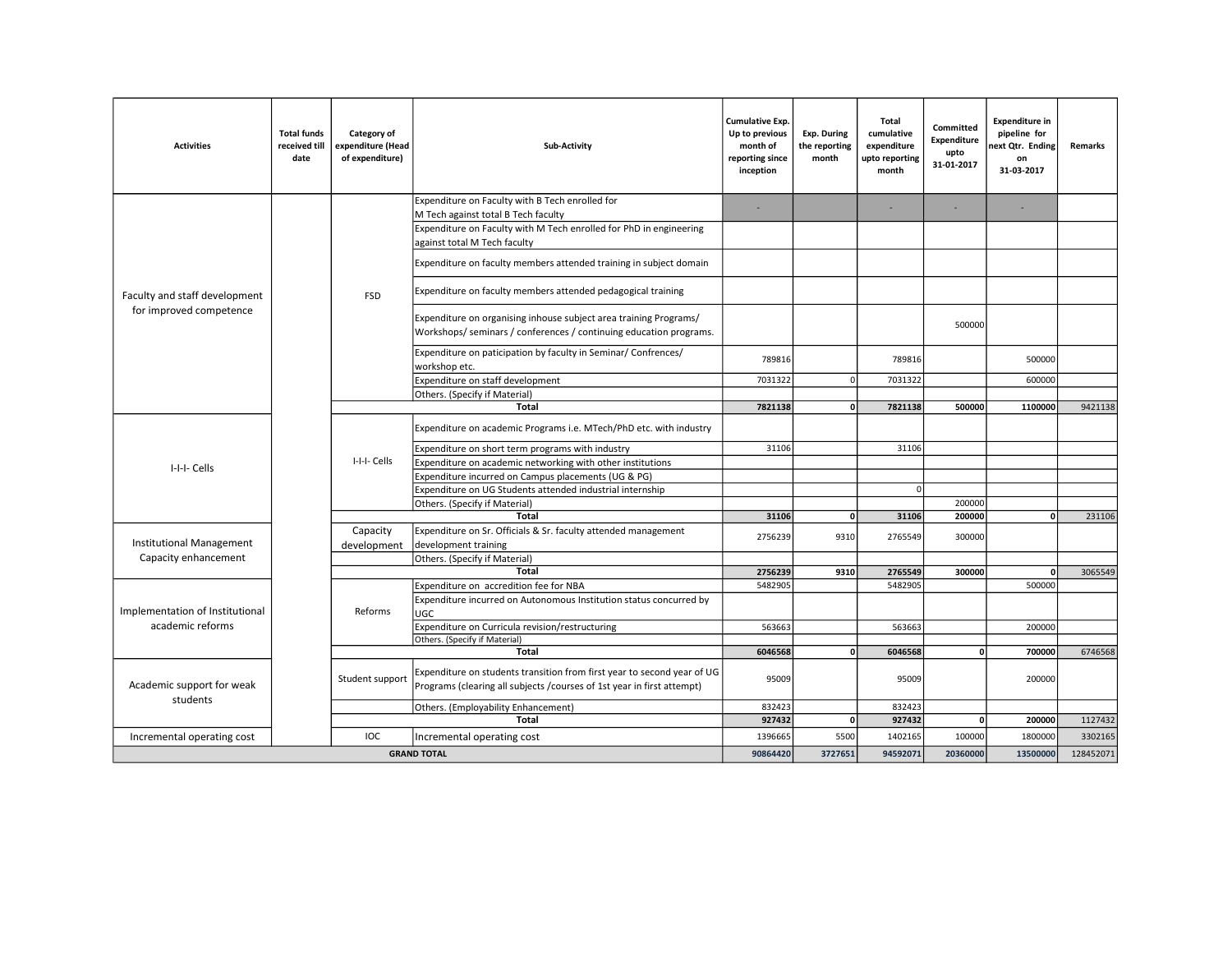| Activities | Total funds received till date | Category of expenditure (Head of expenditure) | Sub-Activity | Cumulative Exp. Up to previous month of reporting since inception | Exp. During the reporting month | Total cumulative expenditure upto reporting month | Committed Expenditure upto 31-01-2017 | Expenditure in pipeline for next Qtr. Ending on 31-03-2017 | Remarks |
|---|---|---|---|---|---|---|---|---|---|
| Faculty and staff development for improved competence | | FSD | Expenditure on Faculty with B Tech enrolled for M Tech against total B Tech faculty | - | | - | - | - | |
| | | | Expenditure on Faculty with M Tech enrolled for PhD in engineering against total M Tech faculty | | | | | | |
| | | | Expenditure on faculty members attended training in subject domain | | | | | | |
| | | | Expenditure on faculty members attended pedagogical training | | | | | | |
| | | | Expenditure on organising inhouse subject area training Programs/ Workshops/ seminars / conferences / continuing education programs. | | | | 500000 | | |
| | | | Expenditure on paticipation by faculty in Seminar/ Confrences/ workshop etc. | 789816 | | 789816 | | 500000 | |
| | | | Expenditure on staff development | 7031322 | 0 | 7031322 | | 600000 | |
| | | | Others. (Specify if Material) | | | | | | |
| | | | **Total** | **7821138** | **0** | **7821138** | **500000** | **1100000** | 9421138 |
| I-I-I- Cells | | I-I-I- Cells | Expenditure on academic Programs i.e. MTech/PhD etc. with industry | | | | | | |
| | | | Expenditure on short term programs with industry | 31106 | | 31106 | | | |
| | | | Expenditure on academic networking with other institutions | | | | | | |
| | | | Expenditure incurred on Campus placements (UG & PG) | | | | | | |
| | | | Expenditure on UG Students attended industrial internship | | | 0 | | | |
| | | | Others. (Specify if Material) | | | | 200000 | | |
| | | | **Total** | **31106** | **0** | **31106** | **200000** | **0** | 231106 |
| Institutional Management Capacity enhancement | | Capacity development | Expenditure on Sr. Officials & Sr. faculty attended management development training | 2756239 | 9310 | 2765549 | 300000 | | |
| | | | Others. (Specify if Material) | | | | | | |
| | | | **Total** | **2756239** | **9310** | **2765549** | **300000** | **0** | 3065549 |
| Implementation of Institutional academic reforms | | Reforms | Expenditure on accredition fee for NBA | 5482905 | | 5482905 | | 500000 | |
| | | | Expenditure incurred on Autonomous Institution status concurred by UGC | | | | | | |
| | | | Expenditure on Curricula revision/restructuring | 563663 | | 563663 | | 200000 | |
| | | | Others. (Specify if Material) | | | | | | |
| | | | **Total** | **6046568** | **0** | **6046568** | **0** | **700000** | 6746568 |
| Academic support for weak students | | Student support | Expenditure on students transition from first year to second year of UG Programs (clearing all subjects /courses of 1st year in first attempt) | 95009 | | 95009 | | 200000 | |
| | | | Others. (Employability Enhancement) | 832423 | | 832423 | | | |
| | | | **Total** | **927432** | **0** | **927432** | **0** | **200000** | 1127432 |
| Incremental operating cost | | IOC | Incremental operating cost | 1396665 | 5500 | 1402165 | 100000 | 1800000 | 3302165 |
| **GRAND TOTAL** | | | | **90864420** | **3727651** | **94592071** | **20360000** | **13500000** | 128452071 |